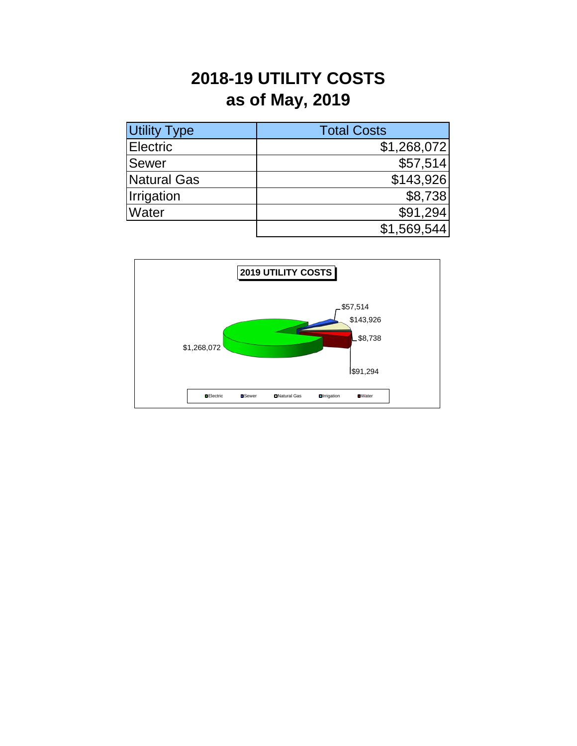# 2018-19 UTILITY COSTS
# as of May, 2019

| Utility Type | Total Costs |
|---|---|
| Electric | $1,268,072 |
| Sewer | $57,514 |
| Natural Gas | $143,926 |
| Irrigation | $8,738 |
| Water | $91,294 |
| | $1,569,544 |

**2019 UTILITY COSTS**

$1,268,072
$57,514
$143,926
$8,738
$91,294

Electric Sewer Natural Gas Irrigation Water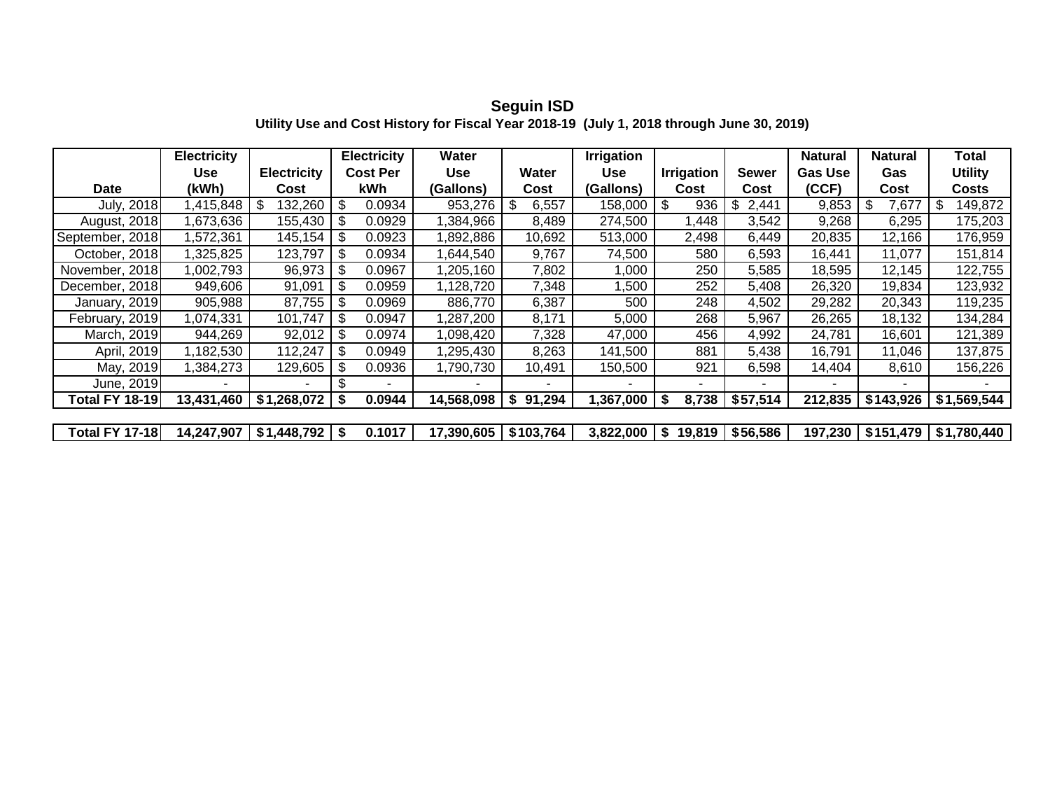# Seguin ISD

**Utility Use and Cost History for Fiscal Year 2018-19 (July 1, 2018 through June 30, 2019)**

| Date | Electricity Use (kWh) | Electricity Cost | Electricity Cost Per kWh | Water Use (Gallons) | Water Cost | Irrigation Use (Gallons) | Irrigation Cost | Sewer Cost | Natural Gas Use (CCF) | Natural Gas Cost | Total Utility Costs |
|---|---|---|---|---|---|---|---|---|---|---|---|
| July, 2018 | 1,415,848 | $ 132,260 | $ 0.0934 | 953,276 | $ 6,557 | 158,000 | $ 936 | $ 2,441 | 9,853 | $ 7,677 | $ 149,872 |
| August, 2018 | 1,673,636 | 155,430 | $ 0.0929 | 1,384,966 | 8,489 | 274,500 | 1,448 | 3,542 | 9,268 | 6,295 | 175,203 |
| September, 2018 | 1,572,361 | 145,154 | $ 0.0923 | 1,892,886 | 10,692 | 513,000 | 2,498 | 6,449 | 20,835 | 12,166 | 176,959 |
| October, 2018 | 1,325,825 | 123,797 | $ 0.0934 | 1,644,540 | 9,767 | 74,500 | 580 | 6,593 | 16,441 | 11,077 | 151,814 |
| November, 2018 | 1,002,793 | 96,973 | $ 0.0967 | 1,205,160 | 7,802 | 1,000 | 250 | 5,585 | 18,595 | 12,145 | 122,755 |
| December, 2018 | 949,606 | 91,091 | $ 0.0959 | 1,128,720 | 7,348 | 1,500 | 252 | 5,408 | 26,320 | 19,834 | 123,932 |
| January, 2019 | 905,988 | 87,755 | $ 0.0969 | 886,770 | 6,387 | 500 | 248 | 4,502 | 29,282 | 20,343 | 119,235 |
| February, 2019 | 1,074,331 | 101,747 | $ 0.0947 | 1,287,200 | 8,171 | 5,000 | 268 | 5,967 | 26,265 | 18,132 | 134,284 |
| March, 2019 | 944,269 | 92,012 | $ 0.0974 | 1,098,420 | 7,328 | 47,000 | 456 | 4,992 | 24,781 | 16,601 | 121,389 |
| April, 2019 | 1,182,530 | 112,247 | $ 0.0949 | 1,295,430 | 8,263 | 141,500 | 881 | 5,438 | 16,791 | 11,046 | 137,875 |
| May, 2019 | 1,384,273 | 129,605 | $ 0.0936 | 1,790,730 | 10,491 | 150,500 | 921 | 6,598 | 14,404 | 8,610 | 156,226 |
| June, 2019 | - | - | $ - | - | - | - | - | - | - | - | - |
| **Total FY 18-19** | **13,431,460** | **$1,268,072** | **$ 0.0944** | **14,568,098** | **$ 91,294** | **1,367,000** | **$ 8,738** | **$57,514** | **212,835** | **$143,926** | **$1,569,544** |
| **Total FY 17-18** | **14,247,907** | **$1,448,792** | **$ 0.1017** | **17,390,605** | **$103,764** | **3,822,000** | **$ 19,819** | **$56,586** | **197,230** | **$151,479** | **$1,780,440** |